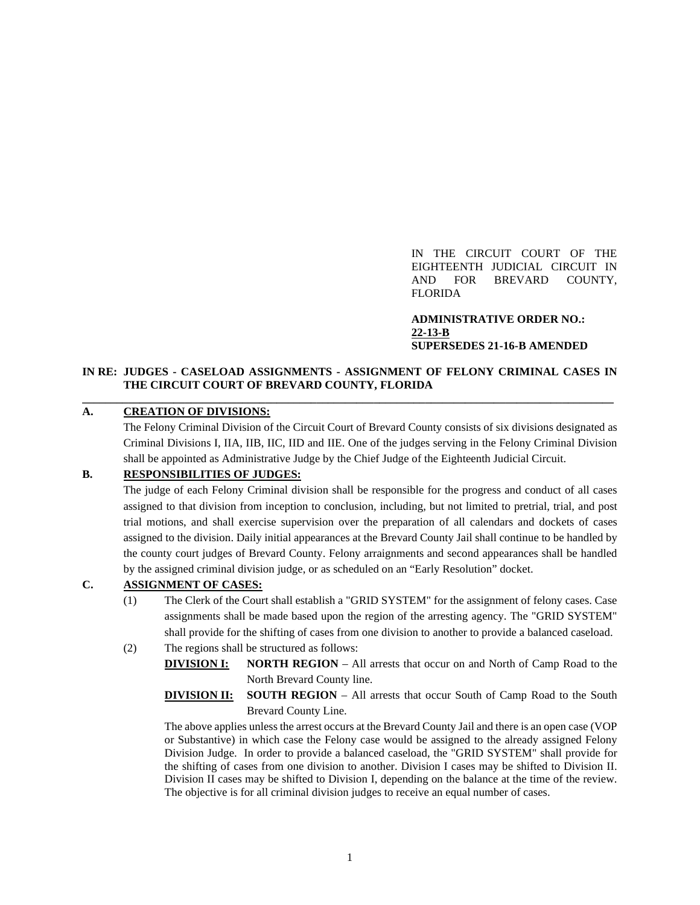IN THE CIRCUIT COURT OF THE EIGHTEENTH JUDICIAL CIRCUIT IN AND FOR BREVARD COUNTY, FLORIDA

**ADMINISTRATIVE ORDER NO.: 22-13-B**
**SUPERSEDES 21-16-B AMENDED**

**IN RE: JUDGES - CASELOAD ASSIGNMENTS - ASSIGNMENT OF FELONY CRIMINAL CASES IN THE CIRCUIT COURT OF BREVARD COUNTY, FLORIDA**

---

**A. CREATION OF DIVISIONS:**

The Felony Criminal Division of the Circuit Court of Brevard County consists of six divisions designated as Criminal Divisions I, IIA, IIB, IIC, IID and IIE. One of the judges serving in the Felony Criminal Division shall be appointed as Administrative Judge by the Chief Judge of the Eighteenth Judicial Circuit.

**B. RESPONSIBILITIES OF JUDGES:**

The judge of each Felony Criminal division shall be responsible for the progress and conduct of all cases assigned to that division from inception to conclusion, including, but not limited to pretrial, trial, and post trial motions, and shall exercise supervision over the preparation of all calendars and dockets of cases assigned to the division. Daily initial appearances at the Brevard County Jail shall continue to be handled by the county court judges of Brevard County. Felony arraignments and second appearances shall be handled by the assigned criminal division judge, or as scheduled on an "Early Resolution" docket.

**C. ASSIGNMENT OF CASES:**

(1) The Clerk of the Court shall establish a "GRID SYSTEM" for the assignment of felony cases. Case assignments shall be made based upon the region of the arresting agency. The "GRID SYSTEM" shall provide for the shifting of cases from one division to another to provide a balanced caseload.

(2) The regions shall be structured as follows:

**DIVISION I:** **NORTH REGION** – All arrests that occur on and North of Camp Road to the North Brevard County line.

**DIVISION II:** **SOUTH REGION** – All arrests that occur South of Camp Road to the South Brevard County Line.

The above applies unless the arrest occurs at the Brevard County Jail and there is an open case (VOP or Substantive) in which case the Felony case would be assigned to the already assigned Felony Division Judge. In order to provide a balanced caseload, the "GRID SYSTEM" shall provide for the shifting of cases from one division to another. Division I cases may be shifted to Division II. Division II cases may be shifted to Division I, depending on the balance at the time of the review. The objective is for all criminal division judges to receive an equal number of cases.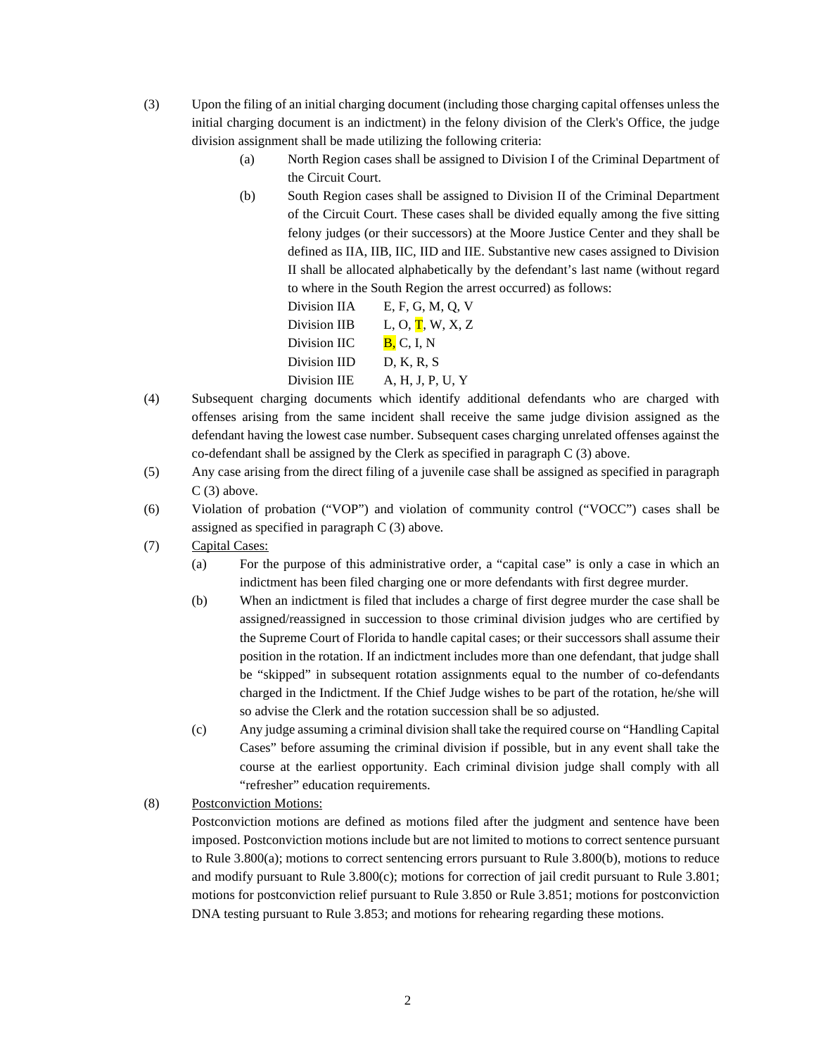(3) Upon the filing of an initial charging document (including those charging capital offenses unless the initial charging document is an indictment) in the felony division of the Clerk's Office, the judge division assignment shall be made utilizing the following criteria:

   (a) North Region cases shall be assigned to Division I of the Criminal Department of the Circuit Court.

   (b) South Region cases shall be assigned to Division II of the Criminal Department of the Circuit Court. These cases shall be divided equally among the five sitting felony judges (or their successors) at the Moore Justice Center and they shall be defined as IIA, IIB, IIC, IID and IIE. Substantive new cases assigned to Division II shall be allocated alphabetically by the defendant's last name (without regard to where in the South Region the arrest occurred) as follows:

| Division | Letters |
|---|---|
| Division IIA | E, F, G, M, Q, V |
| Division IIB | L, O, T, W, X, Z |
| Division IIC | B, C, I, N |
| Division IID | D, K, R, S |
| Division IIE | A, H, J, P, U, Y |

(4) Subsequent charging documents which identify additional defendants who are charged with offenses arising from the same incident shall receive the same judge division assigned as the defendant having the lowest case number. Subsequent cases charging unrelated offenses against the co-defendant shall be assigned by the Clerk as specified in paragraph C (3) above.

(5) Any case arising from the direct filing of a juvenile case shall be assigned as specified in paragraph C (3) above.

(6) Violation of probation ("VOP") and violation of community control ("VOCC") cases shall be assigned as specified in paragraph C (3) above.

(7) Capital Cases:

   (a) For the purpose of this administrative order, a "capital case" is only a case in which an indictment has been filed charging one or more defendants with first degree murder.

   (b) When an indictment is filed that includes a charge of first degree murder the case shall be assigned/reassigned in succession to those criminal division judges who are certified by the Supreme Court of Florida to handle capital cases; or their successors shall assume their position in the rotation. If an indictment includes more than one defendant, that judge shall be "skipped" in subsequent rotation assignments equal to the number of co-defendants charged in the Indictment. If the Chief Judge wishes to be part of the rotation, he/she will so advise the Clerk and the rotation succession shall be so adjusted.

   (c) Any judge assuming a criminal division shall take the required course on "Handling Capital Cases" before assuming the criminal division if possible, but in any event shall take the course at the earliest opportunity. Each criminal division judge shall comply with all "refresher" education requirements.

(8) Postconviction Motions:

Postconviction motions are defined as motions filed after the judgment and sentence have been imposed. Postconviction motions include but are not limited to motions to correct sentence pursuant to Rule 3.800(a); motions to correct sentencing errors pursuant to Rule 3.800(b), motions to reduce and modify pursuant to Rule 3.800(c); motions for correction of jail credit pursuant to Rule 3.801; motions for postconviction relief pursuant to Rule 3.850 or Rule 3.851; motions for postconviction DNA testing pursuant to Rule 3.853; and motions for rehearing regarding these motions.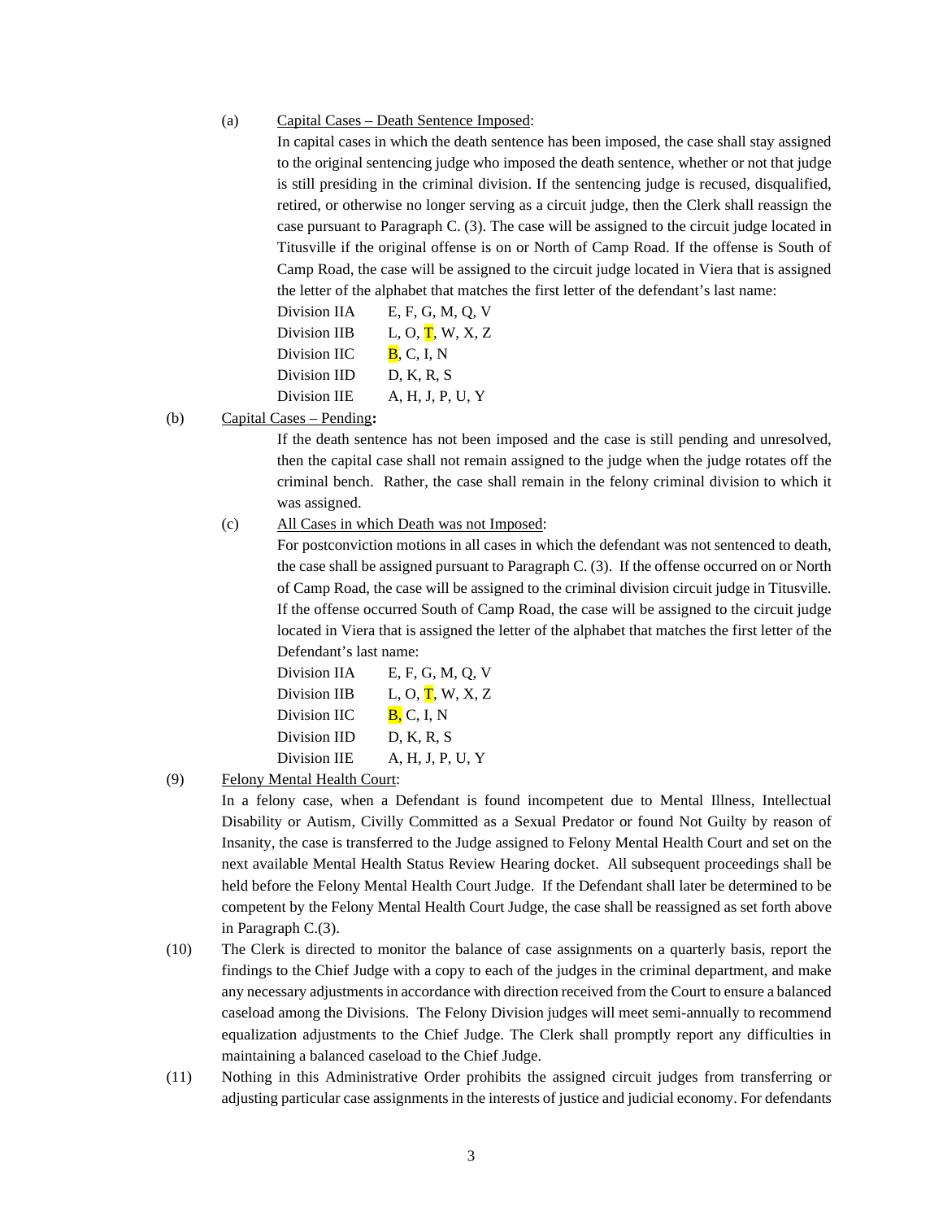(a) Capital Cases – Death Sentence Imposed:

In capital cases in which the death sentence has been imposed, the case shall stay assigned to the original sentencing judge who imposed the death sentence, whether or not that judge is still presiding in the criminal division. If the sentencing judge is recused, disqualified, retired, or otherwise no longer serving as a circuit judge, then the Clerk shall reassign the case pursuant to Paragraph C. (3). The case will be assigned to the circuit judge located in Titusville if the original offense is on or North of Camp Road. If the offense is South of Camp Road, the case will be assigned to the circuit judge located in Viera that is assigned the letter of the alphabet that matches the first letter of the defendant's last name:

| | |
|---|---|
| Division IIA | E, F, G, M, Q, V |
| Division IIB | L, O, T, W, X, Z |
| Division IIC | B, C, I, N |
| Division IID | D, K, R, S |
| Division IIE | A, H, J, P, U, Y |

(b) Capital Cases – Pending**:**

If the death sentence has not been imposed and the case is still pending and unresolved, then the capital case shall not remain assigned to the judge when the judge rotates off the criminal bench. Rather, the case shall remain in the felony criminal division to which it was assigned.

(c) All Cases in which Death was not Imposed:

For postconviction motions in all cases in which the defendant was not sentenced to death, the case shall be assigned pursuant to Paragraph C. (3). If the offense occurred on or North of Camp Road, the case will be assigned to the criminal division circuit judge in Titusville. If the offense occurred South of Camp Road, the case will be assigned to the circuit judge located in Viera that is assigned the letter of the alphabet that matches the first letter of the Defendant's last name:

| | |
|---|---|
| Division IIA | E, F, G, M, Q, V |
| Division IIB | L, O, T, W, X, Z |
| Division IIC | B, C, I, N |
| Division IID | D, K, R, S |
| Division IIE | A, H, J, P, U, Y |

(9) Felony Mental Health Court:

In a felony case, when a Defendant is found incompetent due to Mental Illness, Intellectual Disability or Autism, Civilly Committed as a Sexual Predator or found Not Guilty by reason of Insanity, the case is transferred to the Judge assigned to Felony Mental Health Court and set on the next available Mental Health Status Review Hearing docket. All subsequent proceedings shall be held before the Felony Mental Health Court Judge. If the Defendant shall later be determined to be competent by the Felony Mental Health Court Judge, the case shall be reassigned as set forth above in Paragraph C.(3).

(10) The Clerk is directed to monitor the balance of case assignments on a quarterly basis, report the findings to the Chief Judge with a copy to each of the judges in the criminal department, and make any necessary adjustments in accordance with direction received from the Court to ensure a balanced caseload among the Divisions. The Felony Division judges will meet semi-annually to recommend equalization adjustments to the Chief Judge. The Clerk shall promptly report any difficulties in maintaining a balanced caseload to the Chief Judge.

(11) Nothing in this Administrative Order prohibits the assigned circuit judges from transferring or adjusting particular case assignments in the interests of justice and judicial economy. For defendants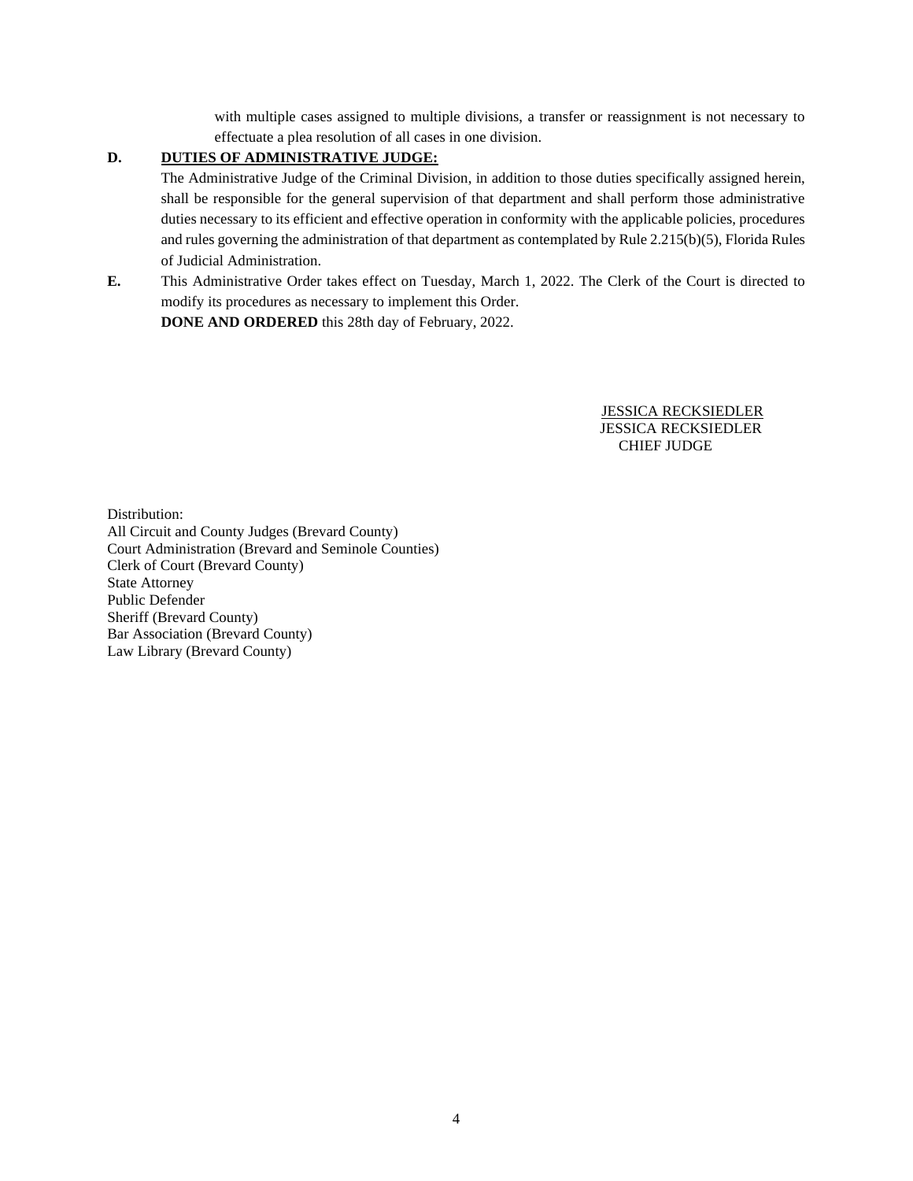with multiple cases assigned to multiple divisions, a transfer or reassignment is not necessary to effectuate a plea resolution of all cases in one division.

**D. DUTIES OF ADMINISTRATIVE JUDGE:**

The Administrative Judge of the Criminal Division, in addition to those duties specifically assigned herein, shall be responsible for the general supervision of that department and shall perform those administrative duties necessary to its efficient and effective operation in conformity with the applicable policies, procedures and rules governing the administration of that department as contemplated by Rule 2.215(b)(5), Florida Rules of Judicial Administration.

**E.** This Administrative Order takes effect on Tuesday, March 1, 2022. The Clerk of the Court is directed to modify its procedures as necessary to implement this Order.

**DONE AND ORDERED** this 28th day of February, 2022.

JESSICA RECKSIEDLER
JESSICA RECKSIEDLER
CHIEF JUDGE

Distribution:
All Circuit and County Judges (Brevard County)
Court Administration (Brevard and Seminole Counties)
Clerk of Court (Brevard County)
State Attorney
Public Defender
Sheriff (Brevard County)
Bar Association (Brevard County)
Law Library (Brevard County)